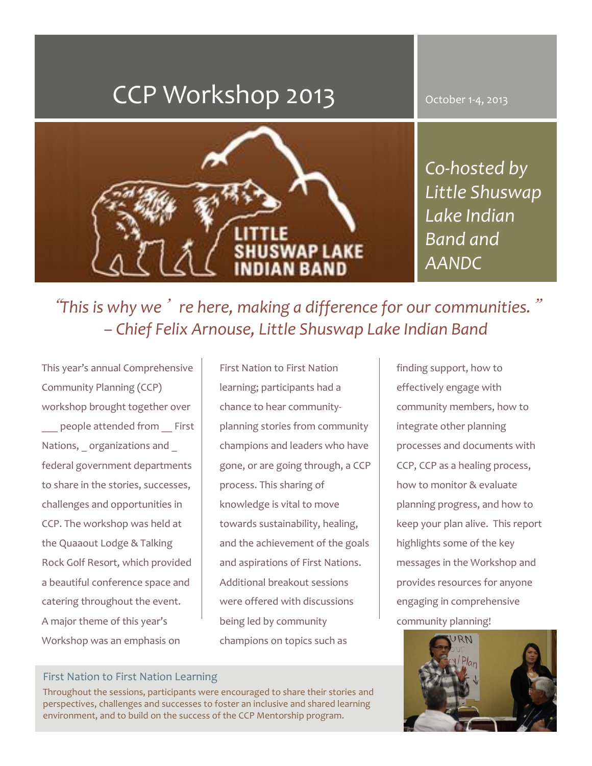# CCP Workshop 2013

October 1-4, 2013

LITTLE SHUSWAP LAKE INDIAN BAND

*Co-hosted by Little Shuswap Lake Indian Band and AANDC*

*"This is why we're here, making a difference for our communities." – Chief Felix Arnouse, Little Shuswap Lake Indian Band*

This year's annual Comprehensive Community Planning (CCP) workshop brought together over ___ people attended from __ First Nations, _ organizations and _ federal government departments to share in the stories, successes, challenges and opportunities in CCP. The workshop was held at the Quaaout Lodge & Talking Rock Golf Resort, which provided a beautiful conference space and catering throughout the event. A major theme of this year's Workshop was an emphasis on First Nation to First Nation learning; participants had a chance to hear community-planning stories from community champions and leaders who have gone, or are going through, a CCP process. This sharing of knowledge is vital to move towards sustainability, healing, and the achievement of the goals and aspirations of First Nations. Additional breakout sessions were offered with discussions being led by community champions on topics such as finding support, how to effectively engage with community members, how to integrate other planning processes and documents with CCP, CCP as a healing process, how to monitor & evaluate planning progress, and how to keep your plan alive. This report highlights some of the key messages in the Workshop and provides resources for anyone engaging in comprehensive community planning!

## First Nation to First Nation Learning

Throughout the sessions, participants were encouraged to share their stories and perspectives, challenges and successes to foster an inclusive and shared learning environment, and to build on the success of the CCP Mentorship program.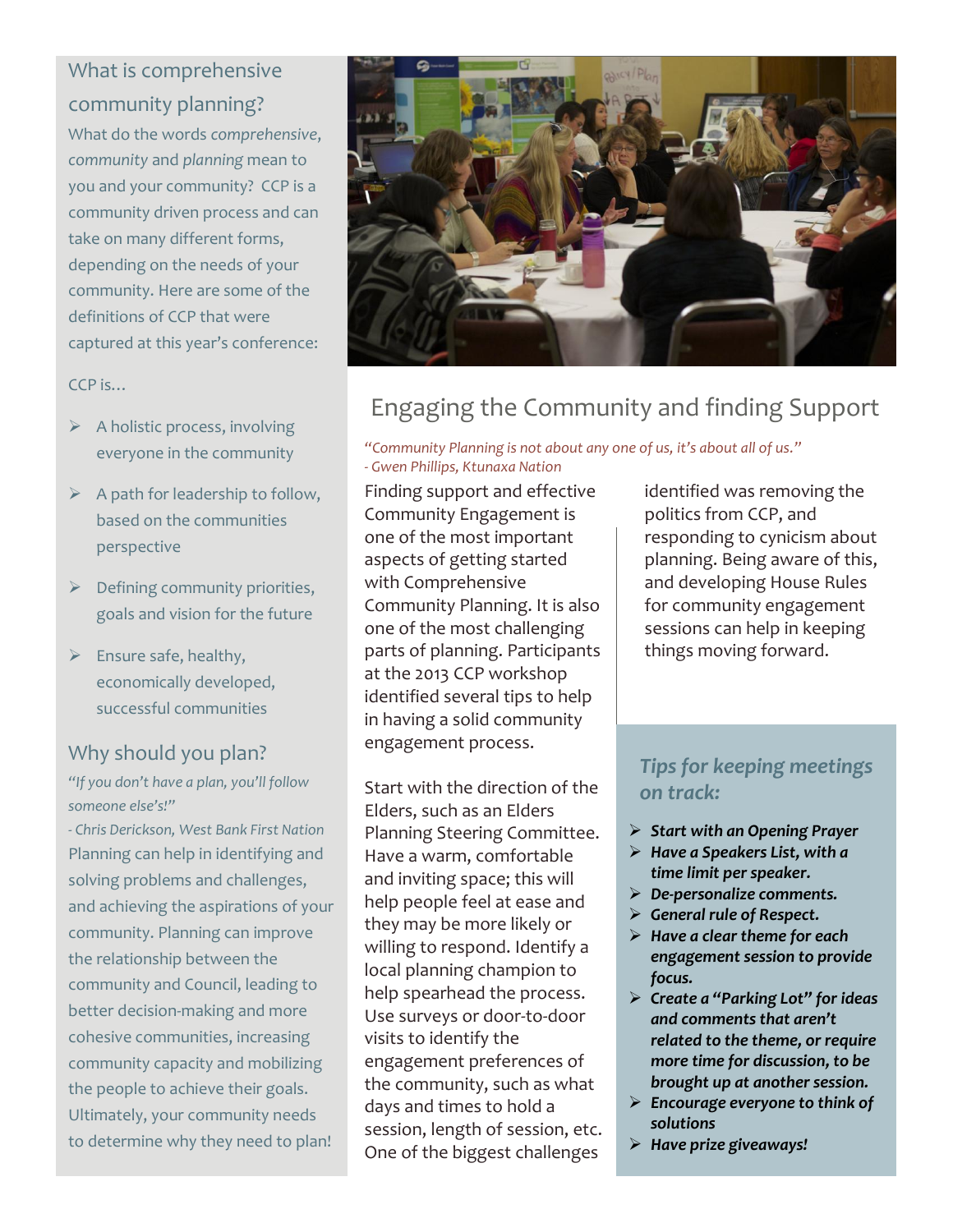## What is comprehensive community planning?

What do the words *comprehensive*, *community* and *planning* mean to you and your community? CCP is a community driven process and can take on many different forms, depending on the needs of your community. Here are some of the definitions of CCP that were captured at this year's conference:

CCP is…

- A holistic process, involving everyone in the community
- A path for leadership to follow, based on the communities perspective
- Defining community priorities, goals and vision for the future
- Ensure safe, healthy, economically developed, successful communities

## Why should you plan?

*"If you don't have a plan, you'll follow someone else's!"*
*- Chris Derickson, West Bank First Nation*

Planning can help in identifying and solving problems and challenges, and achieving the aspirations of your community. Planning can improve the relationship between the community and Council, leading to better decision-making and more cohesive communities, increasing community capacity and mobilizing the people to achieve their goals. Ultimately, your community needs to determine why they need to plan!

## Engaging the Community and finding Support

*"Community Planning is not about any one of us, it's about all of us."*
*- Gwen Phillips, Ktunaxa Nation*

Finding support and effective Community Engagement is one of the most important aspects of getting started with Comprehensive Community Planning. It is also one of the most challenging parts of planning. Participants at the 2013 CCP workshop identified several tips to help in having a solid community engagement process.

Start with the direction of the Elders, such as an Elders Planning Steering Committee. Have a warm, comfortable and inviting space; this will help people feel at ease and they may be more likely or willing to respond. Identify a local planning champion to help spearhead the process. Use surveys or door-to-door visits to identify the engagement preferences of the community, such as what days and times to hold a session, length of session, etc. One of the biggest challenges identified was removing the politics from CCP, and responding to cynicism about planning. Being aware of this, and developing House Rules for community engagement sessions can help in keeping things moving forward.

### *Tips for keeping meetings on track:*

- ***Start with an Opening Prayer***
- ***Have a Speakers List, with a time limit per speaker.***
- ***De-personalize comments.***
- ***General rule of Respect.***
- ***Have a clear theme for each engagement session to provide focus.***
- ***Create a "Parking Lot" for ideas and comments that aren't related to the theme, or require more time for discussion, to be brought up at another session.***
- ***Encourage everyone to think of solutions***
- ***Have prize giveaways!***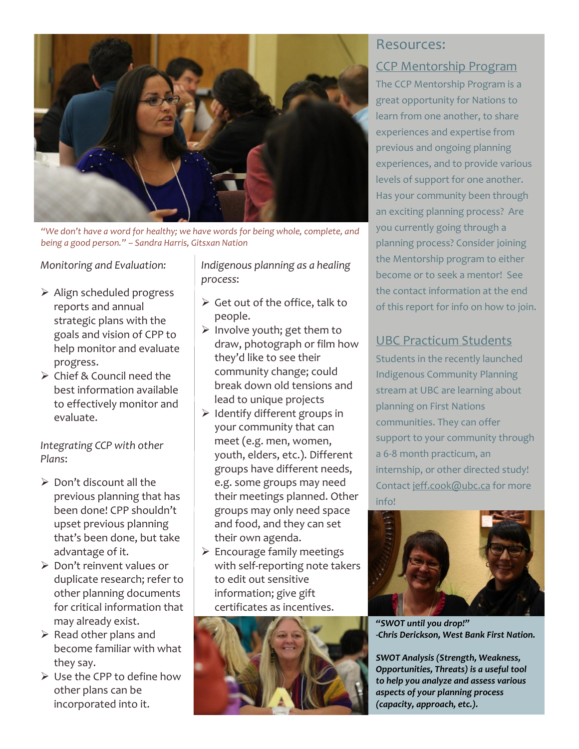*"We don't have a word for healthy; we have words for being whole, complete, and being a good person." – Sandra Harris, Gitsxan Nation*

*Monitoring and Evaluation:*

- Align scheduled progress reports and annual strategic plans with the goals and vision of CPP to help monitor and evaluate progress.
- Chief & Council need the best information available to effectively monitor and evaluate.

*Integrating CCP with other Plans*:

- Don't discount all the previous planning that has been done! CPP shouldn't upset previous planning that's been done, but take advantage of it.
- Don't reinvent values or duplicate research; refer to other planning documents for critical information that may already exist.
- Read other plans and become familiar with what they say.
- Use the CPP to define how other plans can be incorporated into it.

*Indigenous planning as a healing process*:

- Get out of the office, talk to people.
- Involve youth; get them to draw, photograph or film how they'd like to see their community change; could break down old tensions and lead to unique projects
- Identify different groups in your community that can meet (e.g. men, women, youth, elders, etc.). Different groups have different needs, e.g. some groups may need their meetings planned. Other groups may only need space and food, and they can set their own agenda.
- Encourage family meetings with self-reporting note takers to edit out sensitive information; give gift certificates as incentives.

## Resources:

### CCP Mentorship Program

The CCP Mentorship Program is a great opportunity for Nations to learn from one another, to share experiences and expertise from previous and ongoing planning experiences, and to provide various levels of support for one another. Has your community been through an exciting planning process? Are you currently going through a planning process? Consider joining the Mentorship program to either become or to seek a mentor! See the contact information at the end of this report for info on how to join.

### UBC Practicum Students

Students in the recently launched Indigenous Community Planning stream at UBC are learning about planning on First Nations communities. They can offer support to your community through a 6-8 month practicum, an internship, or other directed study! Contact jeff.cook@ubc.ca for more info!

***"SWOT until you drop!"***
***-Chris Derickson, West Bank First Nation.***

***SWOT Analysis (Strength, Weakness, Opportunities, Threats) is a useful tool to help you analyze and assess various aspects of your planning process (capacity, approach, etc.).***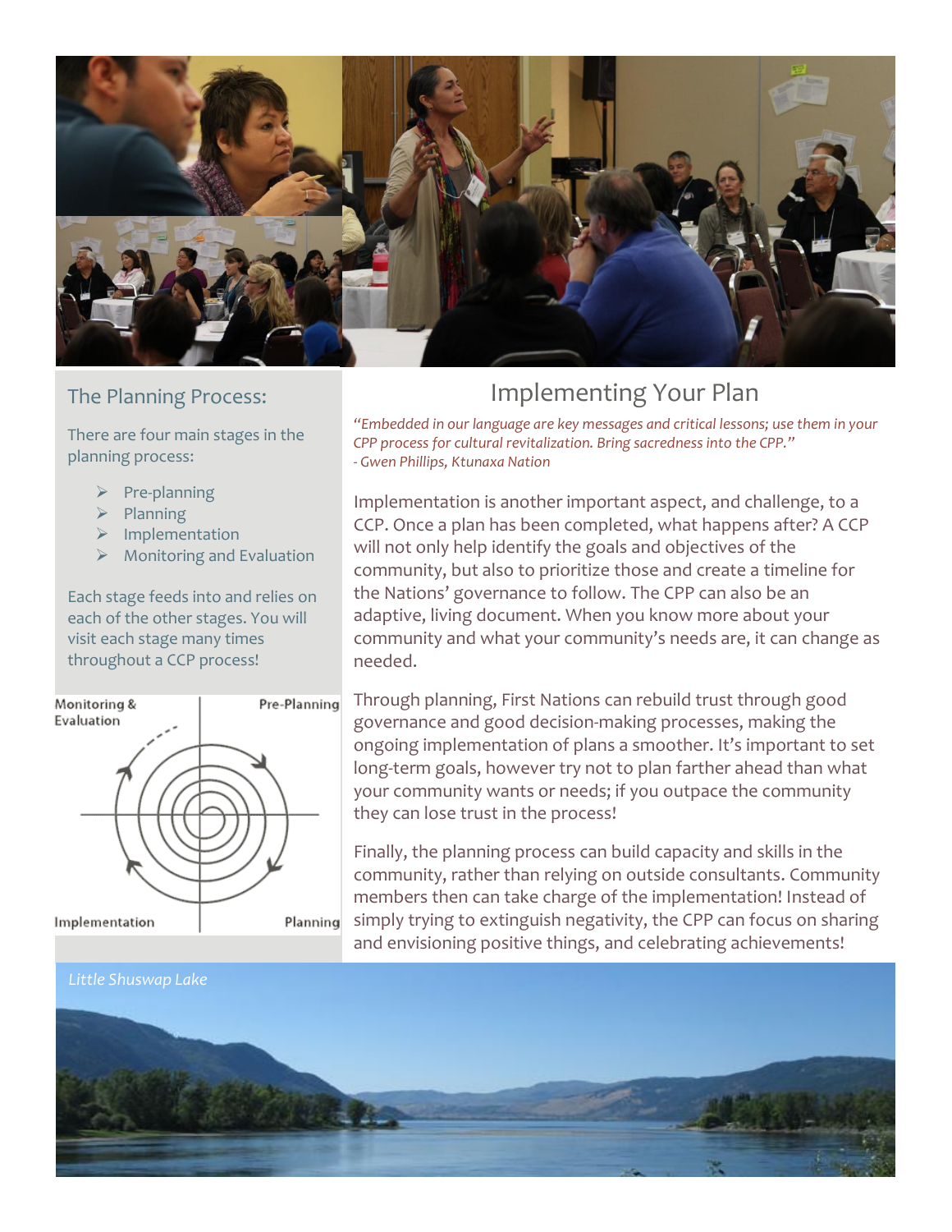## The Planning Process:

There are four main stages in the planning process:

- Pre-planning
- Planning
- Implementation
- Monitoring and Evaluation

Each stage feeds into and relies on each of the other stages. You will visit each stage many times throughout a CCP process!

Monitoring & Evaluation

Pre-Planning

Implementation

Planning

## Implementing Your Plan

*"Embedded in our language are key messages and critical lessons; use them in your CPP process for cultural revitalization. Bring sacredness into the CPP."*
*- Gwen Phillips, Ktunaxa Nation*

Implementation is another important aspect, and challenge, to a CCP. Once a plan has been completed, what happens after? A CCP will not only help identify the goals and objectives of the community, but also to prioritize those and create a timeline for the Nations' governance to follow. The CPP can also be an adaptive, living document. When you know more about your community and what your community's needs are, it can change as needed.

Through planning, First Nations can rebuild trust through good governance and good decision-making processes, making the ongoing implementation of plans a smoother. It's important to set long-term goals, however try not to plan farther ahead than what your community wants or needs; if you outpace the community they can lose trust in the process!

Finally, the planning process can build capacity and skills in the community, rather than relying on outside consultants. Community members then can take charge of the implementation! Instead of simply trying to extinguish negativity, the CPP can focus on sharing and envisioning positive things, and celebrating achievements!

*Little Shuswap Lake*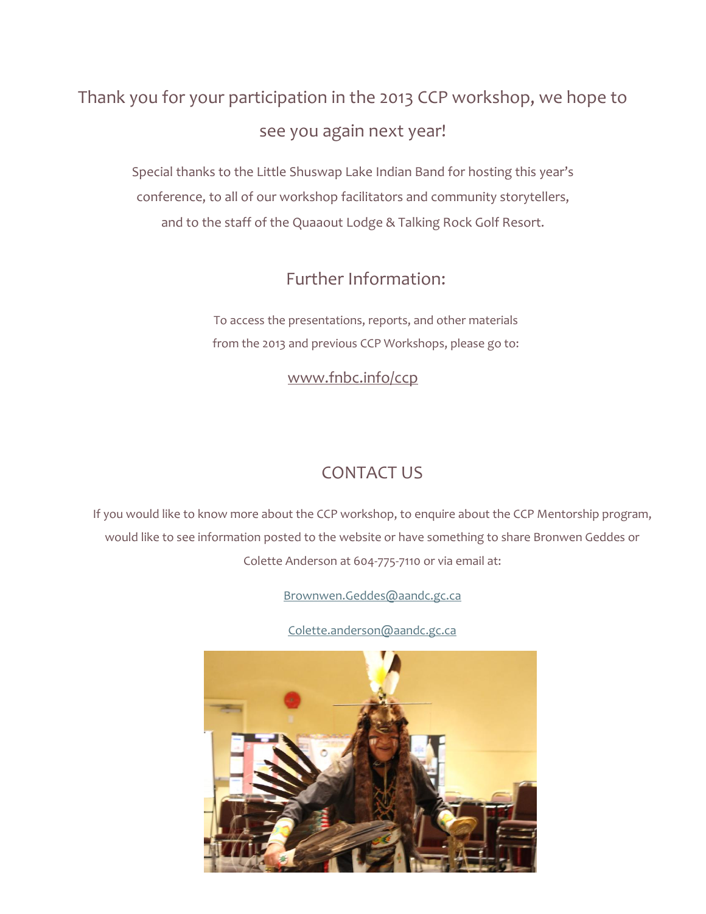## Thank you for your participation in the 2013 CCP workshop, we hope to see you again next year!

Special thanks to the Little Shuswap Lake Indian Band for hosting this year's conference, to all of our workshop facilitators and community storytellers, and to the staff of the Quaaout Lodge & Talking Rock Golf Resort.

## Further Information:

To access the presentations, reports, and other materials from the 2013 and previous CCP Workshops, please go to:

www.fnbc.info/ccp

## CONTACT US

If you would like to know more about the CCP workshop, to enquire about the CCP Mentorship program, would like to see information posted to the website or have something to share Bronwen Geddes or Colette Anderson at 604-775-7110 or via email at:

Brownwen.Geddes@aandc.gc.ca

Colette.anderson@aandc.gc.ca